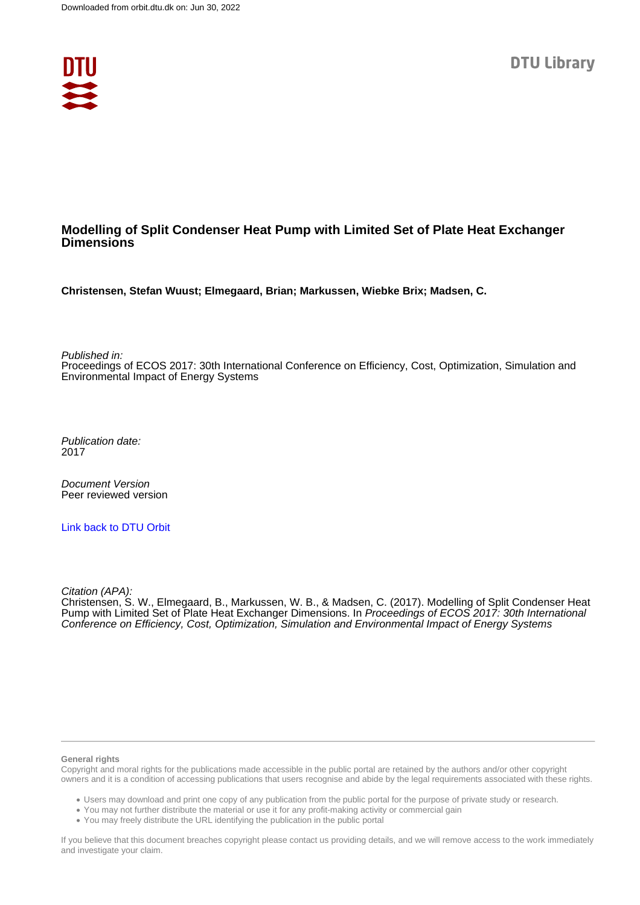Downloaded from orbit.dtu.dk on: Jun 30, 2022

DTU Library

# Modelling of Split Condenser Heat Pump with Limited Set of Plate Heat Exchanger Dimensions

**Christensen, Stefan Wuust; Elmegaard, Brian; Markussen, Wiebke Brix; Madsen, C.**

*Published in:*
Proceedings of ECOS 2017: 30th International Conference on Efficiency, Cost, Optimization, Simulation and Environmental Impact of Energy Systems

*Publication date:*
2017

*Document Version*
Peer reviewed version

[Link back to DTU Orbit](https://orbit.dtu.dk)

*Citation (APA):*
Christensen, S. W., Elmegaard, B., Markussen, W. B., & Madsen, C. (2017). Modelling of Split Condenser Heat Pump with Limited Set of Plate Heat Exchanger Dimensions. In *Proceedings of ECOS 2017: 30th International Conference on Efficiency, Cost, Optimization, Simulation and Environmental Impact of Energy Systems*

**General rights**

Copyright and moral rights for the publications made accessible in the public portal are retained by the authors and/or other copyright owners and it is a condition of accessing publications that users recognise and abide by the legal requirements associated with these rights.

- Users may download and print one copy of any publication from the public portal for the purpose of private study or research.
- You may not further distribute the material or use it for any profit-making activity or commercial gain
- You may freely distribute the URL identifying the publication in the public portal

If you believe that this document breaches copyright please contact us providing details, and we will remove access to the work immediately and investigate your claim.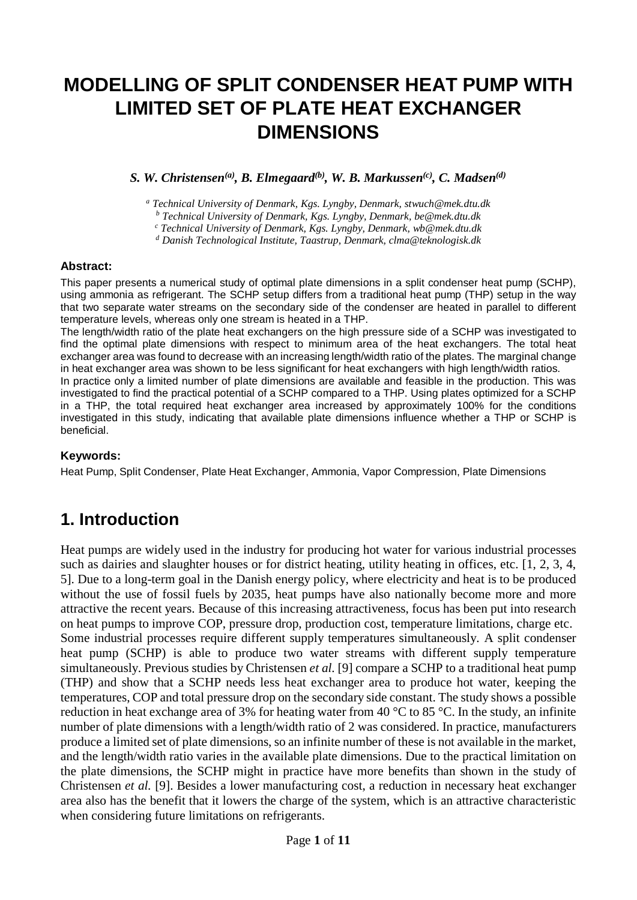# MODELLING OF SPLIT CONDENSER HEAT PUMP WITH LIMITED SET OF PLATE HEAT EXCHANGER DIMENSIONS

***S. W. Christensen[(a)], B. Elmegaard[(b)], W. B. Markussen[(c)], C. Madsen[(d)]***

*[a] Technical University of Denmark, Kgs. Lyngby, Denmark, stwuch@mek.dtu.dk*
*[b] Technical University of Denmark, Kgs. Lyngby, Denmark, be@mek.dtu.dk*
*[c] Technical University of Denmark, Kgs. Lyngby, Denmark, wb@mek.dtu.dk*
*[d] Danish Technological Institute, Taastrup, Denmark, clma@teknologisk.dk*

**Abstract:**

This paper presents a numerical study of optimal plate dimensions in a split condenser heat pump (SCHP), using ammonia as refrigerant. The SCHP setup differs from a traditional heat pump (THP) setup in the way that two separate water streams on the secondary side of the condenser are heated in parallel to different temperature levels, whereas only one stream is heated in a THP.

The length/width ratio of the plate heat exchangers on the high pressure side of a SCHP was investigated to find the optimal plate dimensions with respect to minimum area of the heat exchangers. The total heat exchanger area was found to decrease with an increasing length/width ratio of the plates. The marginal change in heat exchanger area was shown to be less significant for heat exchangers with high length/width ratios.

In practice only a limited number of plate dimensions are available and feasible in the production. This was investigated to find the practical potential of a SCHP compared to a THP. Using plates optimized for a SCHP in a THP, the total required heat exchanger area increased by approximately 100% for the conditions investigated in this study, indicating that available plate dimensions influence whether a THP or SCHP is beneficial.

**Keywords:**

Heat Pump, Split Condenser, Plate Heat Exchanger, Ammonia, Vapor Compression, Plate Dimensions

## 1. Introduction

Heat pumps are widely used in the industry for producing hot water for various industrial processes such as dairies and slaughter houses or for district heating, utility heating in offices, etc. [1, 2, 3, 4, 5]. Due to a long-term goal in the Danish energy policy, where electricity and heat is to be produced without the use of fossil fuels by 2035, heat pumps have also nationally become more and more attractive the recent years. Because of this increasing attractiveness, focus has been put into research on heat pumps to improve COP, pressure drop, production cost, temperature limitations, charge etc.

Some industrial processes require different supply temperatures simultaneously. A split condenser heat pump (SCHP) is able to produce two water streams with different supply temperature simultaneously. Previous studies by Christensen *et al*. [9] compare a SCHP to a traditional heat pump (THP) and show that a SCHP needs less heat exchanger area to produce hot water, keeping the temperatures, COP and total pressure drop on the secondary side constant. The study shows a possible reduction in heat exchange area of 3% for heating water from 40 °C to 85 °C. In the study, an infinite number of plate dimensions with a length/width ratio of 2 was considered. In practice, manufacturers produce a limited set of plate dimensions, so an infinite number of these is not available in the market, and the length/width ratio varies in the available plate dimensions. Due to the practical limitation on the plate dimensions, the SCHP might in practice have more benefits than shown in the study of Christensen *et al.* [9]. Besides a lower manufacturing cost, a reduction in necessary heat exchanger area also has the benefit that it lowers the charge of the system, which is an attractive characteristic when considering future limitations on refrigerants.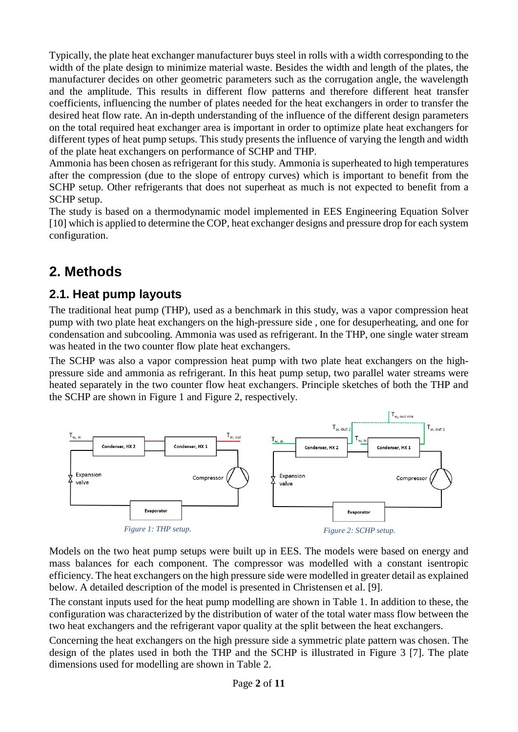Typically, the plate heat exchanger manufacturer buys steel in rolls with a width corresponding to the width of the plate design to minimize material waste. Besides the width and length of the plates, the manufacturer decides on other geometric parameters such as the corrugation angle, the wavelength and the amplitude. This results in different flow patterns and therefore different heat transfer coefficients, influencing the number of plates needed for the heat exchangers in order to transfer the desired heat flow rate. An in-depth understanding of the influence of the different design parameters on the total required heat exchanger area is important in order to optimize plate heat exchangers for different types of heat pump setups. This study presents the influence of varying the length and width of the plate heat exchangers on performance of SCHP and THP.

Ammonia has been chosen as refrigerant for this study. Ammonia is superheated to high temperatures after the compression (due to the slope of entropy curves) which is important to benefit from the SCHP setup. Other refrigerants that does not superheat as much is not expected to benefit from a SCHP setup.

The study is based on a thermodynamic model implemented in EES Engineering Equation Solver [10] which is applied to determine the COP, heat exchanger designs and pressure drop for each system configuration.

# 2. Methods

## 2.1. Heat pump layouts

The traditional heat pump (THP), used as a benchmark in this study, was a vapor compression heat pump with two plate heat exchangers on the high-pressure side , one for desuperheating, and one for condensation and subcooling. Ammonia was used as refrigerant. In the THP, one single water stream was heated in the two counter flow plate heat exchangers.

The SCHP was also a vapor compression heat pump with two plate heat exchangers on the high-pressure side and ammonia as refrigerant. In this heat pump setup, two parallel water streams were heated separately in the two counter flow heat exchangers. Principle sketches of both the THP and the SCHP are shown in Figure 1 and Figure 2, respectively.

*Figure 1: THP setup.*

*Figure 2: SCHP setup.*

Models on the two heat pump setups were built up in EES. The models were based on energy and mass balances for each component. The compressor was modelled with a constant isentropic efficiency. The heat exchangers on the high pressure side were modelled in greater detail as explained below. A detailed description of the model is presented in Christensen et al. [9].

The constant inputs used for the heat pump modelling are shown in Table 1. In addition to these, the configuration was characterized by the distribution of water of the total water mass flow between the two heat exchangers and the refrigerant vapor quality at the split between the heat exchangers.

Concerning the heat exchangers on the high pressure side a symmetric plate pattern was chosen. The design of the plates used in both the THP and the SCHP is illustrated in Figure 3 [7]. The plate dimensions used for modelling are shown in Table 2.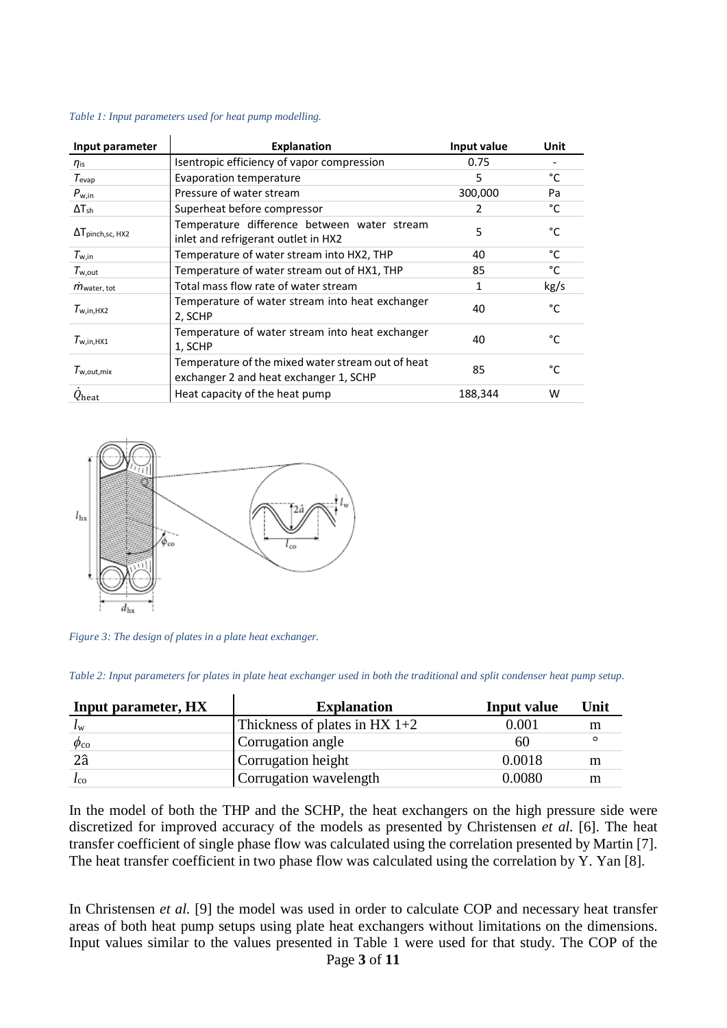*Table 1: Input parameters used for heat pump modelling.*

| Input parameter | Explanation | Input value | Unit |
|---|---|---|---|
| $\eta_{is}$ | Isentropic efficiency of vapor compression | 0.75 | - |
| $T_{evap}$ | Evaporation temperature | 5 | °C |
| $P_{w,in}$ | Pressure of water stream | 300,000 | Pa |
| $\Delta T_{sh}$ | Superheat before compressor | 2 | °C |
| $\Delta T_{pinch,sc,HX2}$ | Temperature difference between water stream inlet and refrigerant outlet in HX2 | 5 | °C |
| $T_{w,in}$ | Temperature of water stream into HX2, THP | 40 | °C |
| $T_{w,out}$ | Temperature of water stream out of HX1, THP | 85 | °C |
| $\dot{m}_{water,tot}$ | Total mass flow rate of water stream | 1 | kg/s |
| $T_{w,in,HX2}$ | Temperature of water stream into heat exchanger 2, SCHP | 40 | °C |
| $T_{w,in,HX1}$ | Temperature of water stream into heat exchanger 1, SCHP | 40 | °C |
| $T_{w,out,mix}$ | Temperature of the mixed water stream out of heat exchanger 2 and heat exchanger 1, SCHP | 85 | °C |
| $\dot{Q}_{heat}$ | Heat capacity of the heat pump | 188,344 | W |

*Figure 3: The design of plates in a plate heat exchanger.*

*Table 2: Input parameters for plates in plate heat exchanger used in both the traditional and split condenser heat pump setup.*

| Input parameter, HX | Explanation | Input value | Unit |
|---|---|---|---|
| $l_w$ | Thickness of plates in HX 1+2 | 0.001 | m |
| $\phi_{co}$ | Corrugation angle | 60 | ° |
| $2\hat{a}$ | Corrugation height | 0.0018 | m |
| $l_{co}$ | Corrugation wavelength | 0.0080 | m |

In the model of both the THP and the SCHP, the heat exchangers on the high pressure side were discretized for improved accuracy of the models as presented by Christensen *et al.* [6]. The heat transfer coefficient of single phase flow was calculated using the correlation presented by Martin [7]. The heat transfer coefficient in two phase flow was calculated using the correlation by Y. Yan [8].

In Christensen *et al.* [9] the model was used in order to calculate COP and necessary heat transfer areas of both heat pump setups using plate heat exchangers without limitations on the dimensions. Input values similar to the values presented in Table 1 were used for that study. The COP of the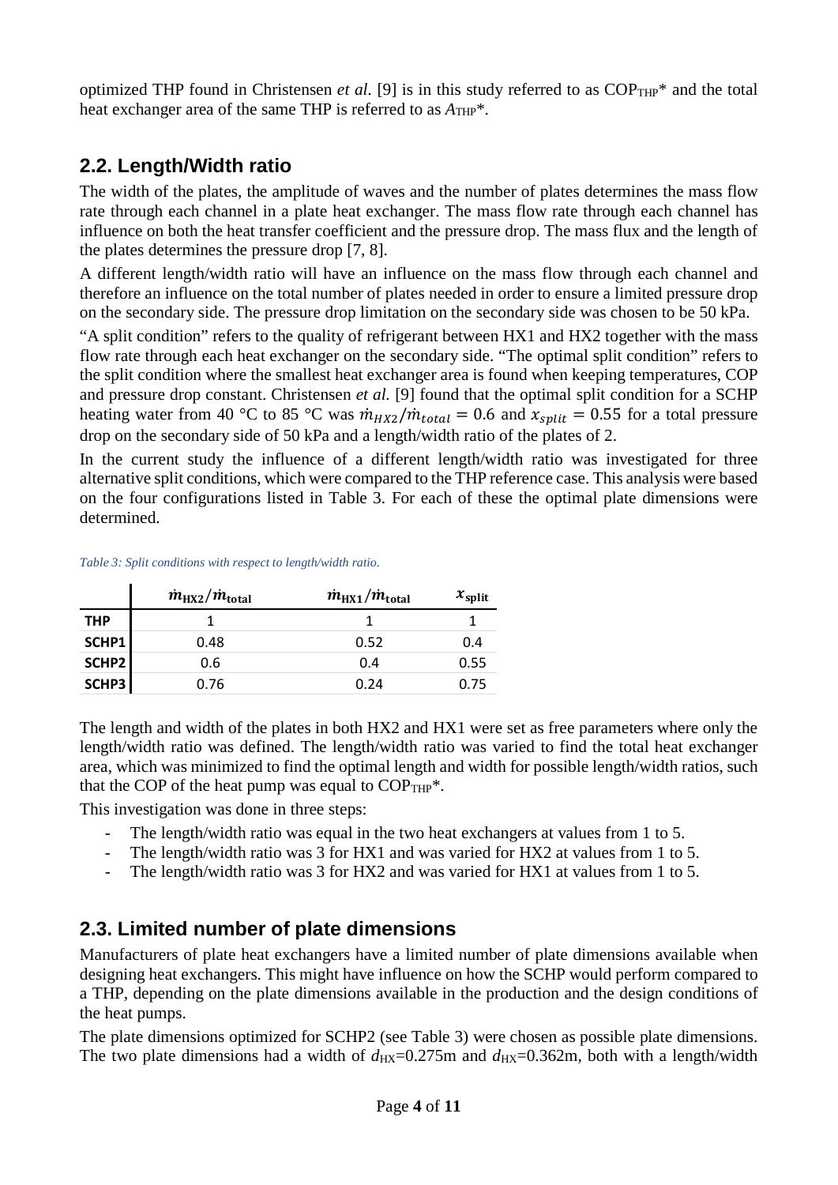optimized THP found in Christensen *et al.* [9] is in this study referred to as $COP_{THP}$* and the total heat exchanger area of the same THP is referred to as $A_{THP}$*.

## 2.2. Length/Width ratio

The width of the plates, the amplitude of waves and the number of plates determines the mass flow rate through each channel in a plate heat exchanger. The mass flow rate through each channel has influence on both the heat transfer coefficient and the pressure drop. The mass flux and the length of the plates determines the pressure drop [7, 8].

A different length/width ratio will have an influence on the mass flow through each channel and therefore an influence on the total number of plates needed in order to ensure a limited pressure drop on the secondary side. The pressure drop limitation on the secondary side was chosen to be 50 kPa.

"A split condition" refers to the quality of refrigerant between HX1 and HX2 together with the mass flow rate through each heat exchanger on the secondary side. "The optimal split condition" refers to the split condition where the smallest heat exchanger area is found when keeping temperatures, COP and pressure drop constant. Christensen *et al.* [9] found that the optimal split condition for a SCHP heating water from 40 °C to 85 °C was $\dot{m}_{HX2}/\dot{m}_{total} = 0.6$ and $x_{split} = 0.55$ for a total pressure drop on the secondary side of 50 kPa and a length/width ratio of the plates of 2.

In the current study the influence of a different length/width ratio was investigated for three alternative split conditions, which were compared to the THP reference case. This analysis were based on the four configurations listed in Table 3. For each of these the optimal plate dimensions were determined.

*Table 3: Split conditions with respect to length/width ratio.*

| | $\dot{m}_{HX2}/\dot{m}_{total}$ | $\dot{m}_{HX1}/\dot{m}_{total}$ | $x_{split}$ |
|---|---|---|---|
| **THP** | 1 | 1 | 1 |
| **SCHP1** | 0.48 | 0.52 | 0.4 |
| **SCHP2** | 0.6 | 0.4 | 0.55 |
| **SCHP3** | 0.76 | 0.24 | 0.75 |

The length and width of the plates in both HX2 and HX1 were set as free parameters where only the length/width ratio was defined. The length/width ratio was varied to find the total heat exchanger area, which was minimized to find the optimal length and width for possible length/width ratios, such that the COP of the heat pump was equal to $COP_{THP}$*.

This investigation was done in three steps:

- The length/width ratio was equal in the two heat exchangers at values from 1 to 5.
- The length/width ratio was 3 for HX1 and was varied for HX2 at values from 1 to 5.
- The length/width ratio was 3 for HX2 and was varied for HX1 at values from 1 to 5.

## 2.3. Limited number of plate dimensions

Manufacturers of plate heat exchangers have a limited number of plate dimensions available when designing heat exchangers. This might have influence on how the SCHP would perform compared to a THP, depending on the plate dimensions available in the production and the design conditions of the heat pumps.

The plate dimensions optimized for SCHP2 (see Table 3) were chosen as possible plate dimensions. The two plate dimensions had a width of $d_{HX}$=0.275m and $d_{HX}$=0.362m, both with a length/width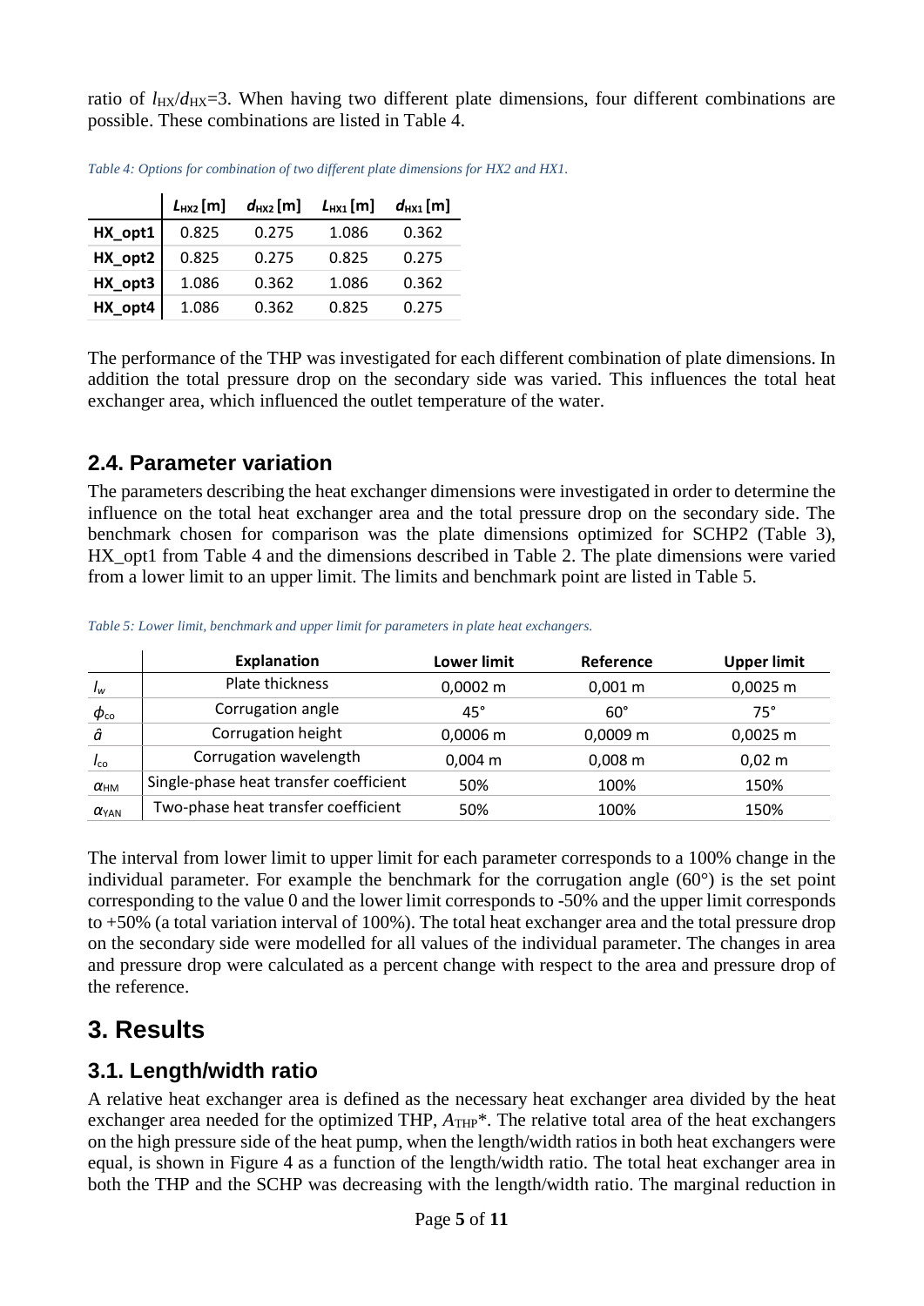ratio of $l_{HX}/d_{HX}$=3. When having two different plate dimensions, four different combinations are possible. These combinations are listed in Table 4.

*Table 4: Options for combination of two different plate dimensions for HX2 and HX1.*

| | $L_{HX2}$ [m] | $d_{HX2}$ [m] | $L_{HX1}$ [m] | $d_{HX1}$ [m] |
|---|---|---|---|---|
| **HX_opt1** | 0.825 | 0.275 | 1.086 | 0.362 |
| **HX_opt2** | 0.825 | 0.275 | 0.825 | 0.275 |
| **HX_opt3** | 1.086 | 0.362 | 1.086 | 0.362 |
| **HX_opt4** | 1.086 | 0.362 | 0.825 | 0.275 |

The performance of the THP was investigated for each different combination of plate dimensions. In addition the total pressure drop on the secondary side was varied. This influences the total heat exchanger area, which influenced the outlet temperature of the water.

## 2.4. Parameter variation

The parameters describing the heat exchanger dimensions were investigated in order to determine the influence on the total heat exchanger area and the total pressure drop on the secondary side. The benchmark chosen for comparison was the plate dimensions optimized for SCHP2 (Table 3), HX_opt1 from Table 4 and the dimensions described in Table 2. The plate dimensions were varied from a lower limit to an upper limit. The limits and benchmark point are listed in Table 5.

*Table 5: Lower limit, benchmark and upper limit for parameters in plate heat exchangers.*

| | Explanation | Lower limit | Reference | Upper limit |
|---|---|---|---|---|
| $l_w$ | Plate thickness | 0,0002 m | 0,001 m | 0,0025 m |
| $\phi_{co}$ | Corrugation angle | 45° | 60° | 75° |
| $\hat{a}$ | Corrugation height | 0,0006 m | 0,0009 m | 0,0025 m |
| $l_{co}$ | Corrugation wavelength | 0,004 m | 0,008 m | 0,02 m |
| $\alpha_{HM}$ | Single-phase heat transfer coefficient | 50% | 100% | 150% |
| $\alpha_{YAN}$ | Two-phase heat transfer coefficient | 50% | 100% | 150% |

The interval from lower limit to upper limit for each parameter corresponds to a 100% change in the individual parameter. For example the benchmark for the corrugation angle (60°) is the set point corresponding to the value 0 and the lower limit corresponds to -50% and the upper limit corresponds to +50% (a total variation interval of 100%). The total heat exchanger area and the total pressure drop on the secondary side were modelled for all values of the individual parameter. The changes in area and pressure drop were calculated as a percent change with respect to the area and pressure drop of the reference.

# 3. Results

## 3.1. Length/width ratio

A relative heat exchanger area is defined as the necessary heat exchanger area divided by the heat exchanger area needed for the optimized THP, $A_{THP}$*. The relative total area of the heat exchangers on the high pressure side of the heat pump, when the length/width ratios in both heat exchangers were equal, is shown in Figure 4 as a function of the length/width ratio. The total heat exchanger area in both the THP and the SCHP was decreasing with the length/width ratio. The marginal reduction in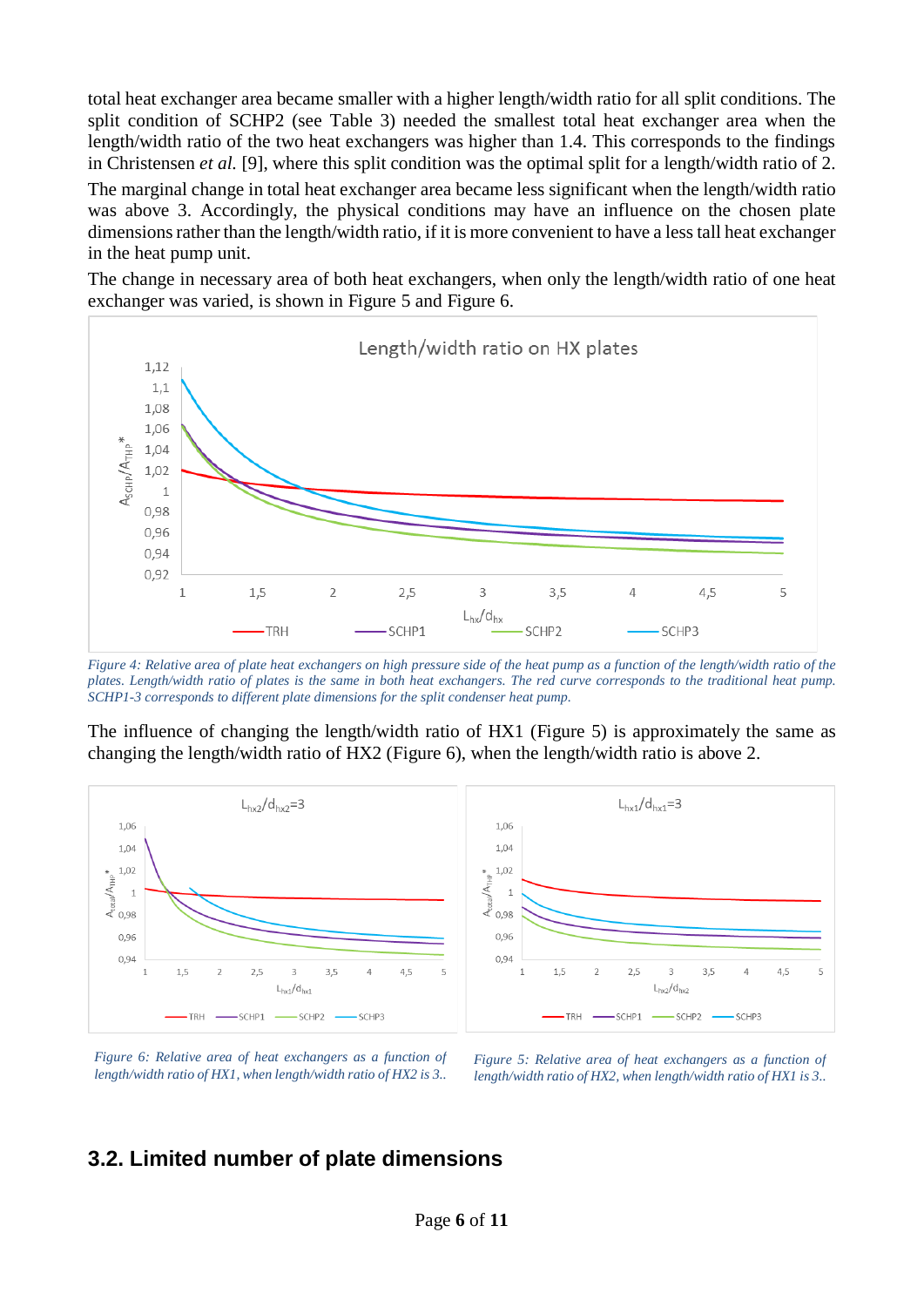total heat exchanger area became smaller with a higher length/width ratio for all split conditions. The split condition of SCHP2 (see Table 3) needed the smallest total heat exchanger area when the length/width ratio of the two heat exchangers was higher than 1.4. This corresponds to the findings in Christensen *et al.* [9], where this split condition was the optimal split for a length/width ratio of 2.

The marginal change in total heat exchanger area became less significant when the length/width ratio was above 3. Accordingly, the physical conditions may have an influence on the chosen plate dimensions rather than the length/width ratio, if it is more convenient to have a less tall heat exchanger in the heat pump unit.

The change in necessary area of both heat exchangers, when only the length/width ratio of one heat exchanger was varied, is shown in Figure 5 and Figure 6.

*Figure 4: Relative area of plate heat exchangers on high pressure side of the heat pump as a function of the length/width ratio of the plates. Length/width ratio of plates is the same in both heat exchangers. The red curve corresponds to the traditional heat pump. SCHP1-3 corresponds to different plate dimensions for the split condenser heat pump.*

The influence of changing the length/width ratio of HX1 (Figure 5) is approximately the same as changing the length/width ratio of HX2 (Figure 6), when the length/width ratio is above 2.

*Figure 6: Relative area of heat exchangers as a function of length/width ratio of HX1, when length/width ratio of HX2 is 3..*

*Figure 5: Relative area of heat exchangers as a function of length/width ratio of HX2, when length/width ratio of HX1 is 3..*

## 3.2. Limited number of plate dimensions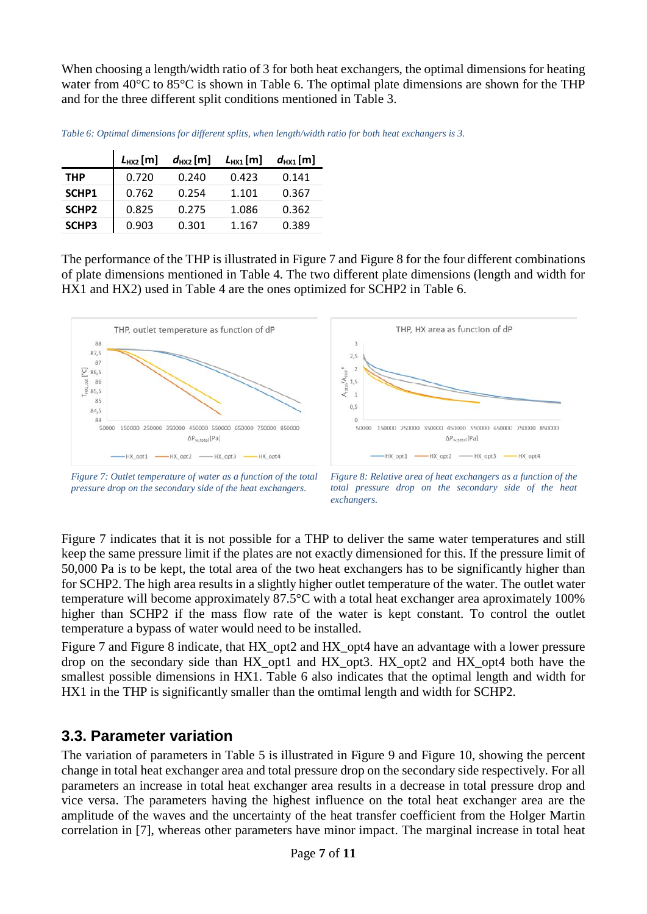When choosing a length/width ratio of 3 for both heat exchangers, the optimal dimensions for heating water from 40°C to 85°C is shown in Table 6. The optimal plate dimensions are shown for the THP and for the three different split conditions mentioned in Table 3.

*Table 6: Optimal dimensions for different splits, when length/width ratio for both heat exchangers is 3.*

| | $L_{HX2}$ [m] | $d_{HX2}$ [m] | $L_{HX1}$ [m] | $d_{HX1}$ [m] |
|---|---|---|---|---|
| **THP** | 0.720 | 0.240 | 0.423 | 0.141 |
| **SCHP1** | 0.762 | 0.254 | 1.101 | 0.367 |
| **SCHP2** | 0.825 | 0.275 | 1.086 | 0.362 |
| **SCHP3** | 0.903 | 0.301 | 1.167 | 0.389 |

The performance of the THP is illustrated in Figure 7 and Figure 8 for the four different combinations of plate dimensions mentioned in Table 4. The two different plate dimensions (length and width for HX1 and HX2) used in Table 4 are the ones optimized for SCHP2 in Table 6.

*Figure 7: Outlet temperature of water as a function of the total pressure drop on the secondary side of the heat exchangers.*

*Figure 8: Relative area of heat exchangers as a function of the total pressure drop on the secondary side of the heat exchangers.*

Figure 7 indicates that it is not possible for a THP to deliver the same water temperatures and still keep the same pressure limit if the plates are not exactly dimensioned for this. If the pressure limit of 50,000 Pa is to be kept, the total area of the two heat exchangers has to be significantly higher than for SCHP2. The high area results in a slightly higher outlet temperature of the water. The outlet water temperature will become approximately 87.5°C with a total heat exchanger area aproximately 100% higher than SCHP2 if the mass flow rate of the water is kept constant. To control the outlet temperature a bypass of water would need to be installed.

Figure 7 and Figure 8 indicate, that HX_opt2 and HX_opt4 have an advantage with a lower pressure drop on the secondary side than HX_opt1 and HX_opt3. HX_opt2 and HX_opt4 both have the smallest possible dimensions in HX1. Table 6 also indicates that the optimal length and width for HX1 in the THP is significantly smaller than the omtimal length and width for SCHP2.

## 3.3. Parameter variation

The variation of parameters in Table 5 is illustrated in Figure 9 and Figure 10, showing the percent change in total heat exchanger area and total pressure drop on the secondary side respectively. For all parameters an increase in total heat exchanger area results in a decrease in total pressure drop and vice versa. The parameters having the highest influence on the total heat exchanger area are the amplitude of the waves and the uncertainty of the heat transfer coefficient from the Holger Martin correlation in [7], whereas other parameters have minor impact. The marginal increase in total heat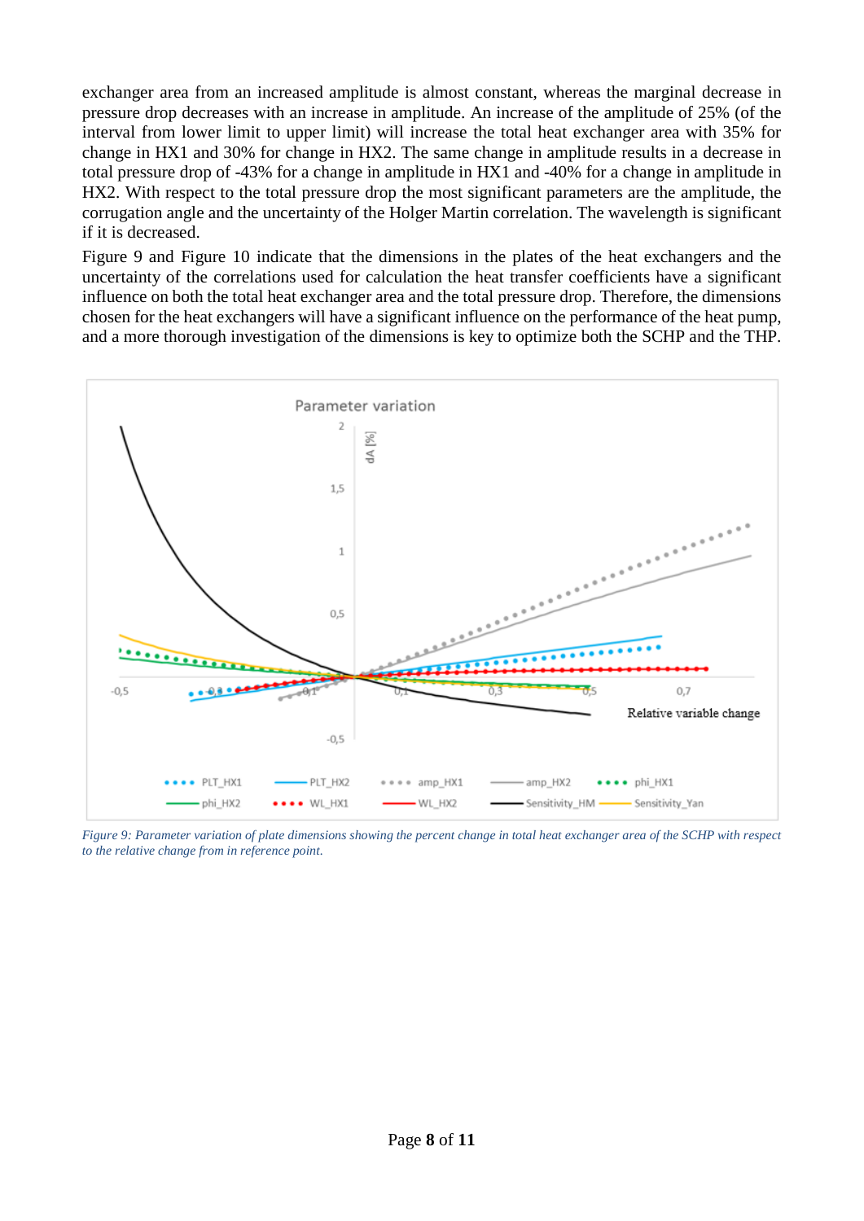exchanger area from an increased amplitude is almost constant, whereas the marginal decrease in pressure drop decreases with an increase in amplitude. An increase of the amplitude of 25% (of the interval from lower limit to upper limit) will increase the total heat exchanger area with 35% for change in HX1 and 30% for change in HX2. The same change in amplitude results in a decrease in total pressure drop of -43% for a change in amplitude in HX1 and -40% for a change in amplitude in HX2. With respect to the total pressure drop the most significant parameters are the amplitude, the corrugation angle and the uncertainty of the Holger Martin correlation. The wavelength is significant if it is decreased.

Figure 9 and Figure 10 indicate that the dimensions in the plates of the heat exchangers and the uncertainty of the correlations used for calculation the heat transfer coefficients have a significant influence on both the total heat exchanger area and the total pressure drop. Therefore, the dimensions chosen for the heat exchangers will have a significant influence on the performance of the heat pump, and a more thorough investigation of the dimensions is key to optimize both the SCHP and the THP.

*Figure 9: Parameter variation of plate dimensions showing the percent change in total heat exchanger area of the SCHP with respect to the relative change from in reference point.*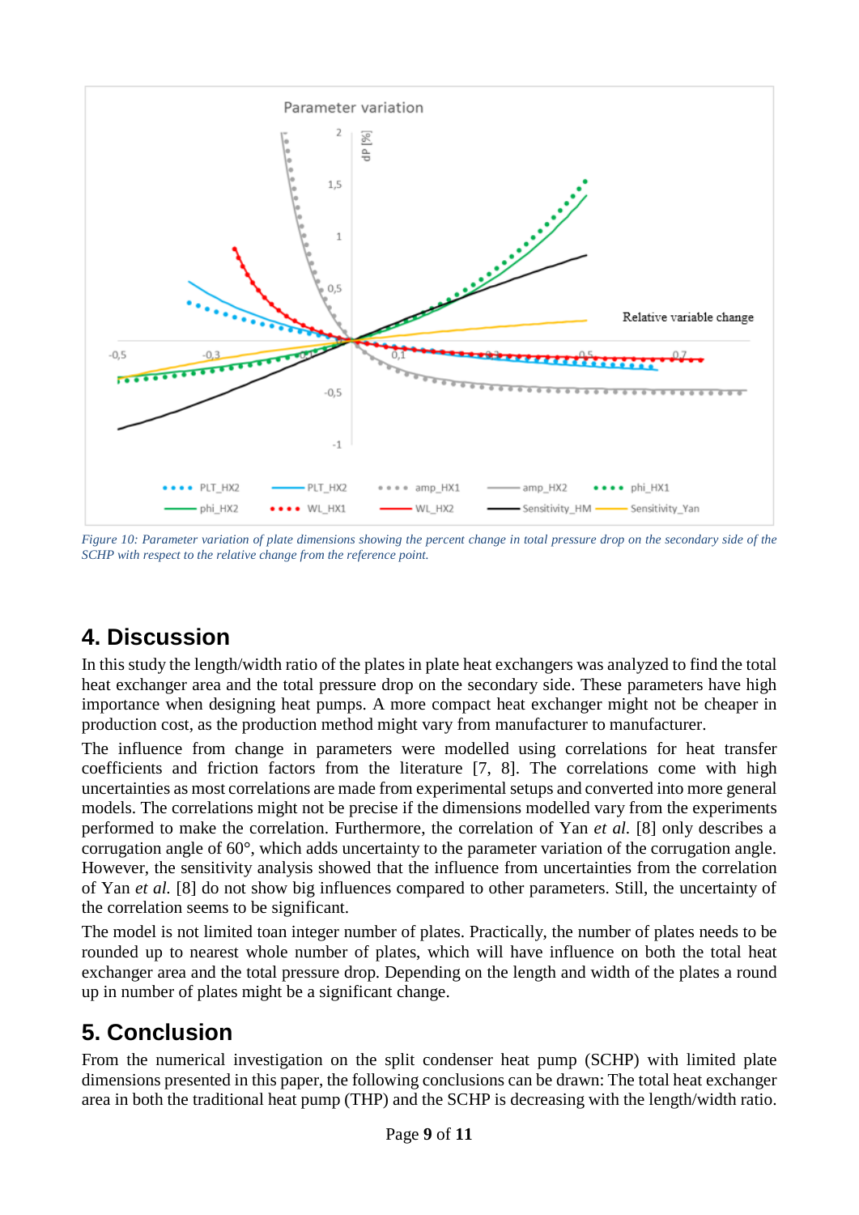Figure 10: Parameter variation of plate dimensions showing the percent change in total pressure drop on the secondary side of the SCHP with respect to the relative change from the reference point.

## 4. Discussion

In this study the length/width ratio of the plates in plate heat exchangers was analyzed to find the total heat exchanger area and the total pressure drop on the secondary side. These parameters have high importance when designing heat pumps. A more compact heat exchanger might not be cheaper in production cost, as the production method might vary from manufacturer to manufacturer.

The influence from change in parameters were modelled using correlations for heat transfer coefficients and friction factors from the literature [7, 8]. The correlations come with high uncertainties as most correlations are made from experimental setups and converted into more general models. The correlations might not be precise if the dimensions modelled vary from the experiments performed to make the correlation. Furthermore, the correlation of Yan *et al.* [8] only describes a corrugation angle of 60°, which adds uncertainty to the parameter variation of the corrugation angle. However, the sensitivity analysis showed that the influence from uncertainties from the correlation of Yan *et al.* [8] do not show big influences compared to other parameters. Still, the uncertainty of the correlation seems to be significant.

The model is not limited toan integer number of plates. Practically, the number of plates needs to be rounded up to nearest whole number of plates, which will have influence on both the total heat exchanger area and the total pressure drop. Depending on the length and width of the plates a round up in number of plates might be a significant change.

## 5. Conclusion

From the numerical investigation on the split condenser heat pump (SCHP) with limited plate dimensions presented in this paper, the following conclusions can be drawn: The total heat exchanger area in both the traditional heat pump (THP) and the SCHP is decreasing with the length/width ratio.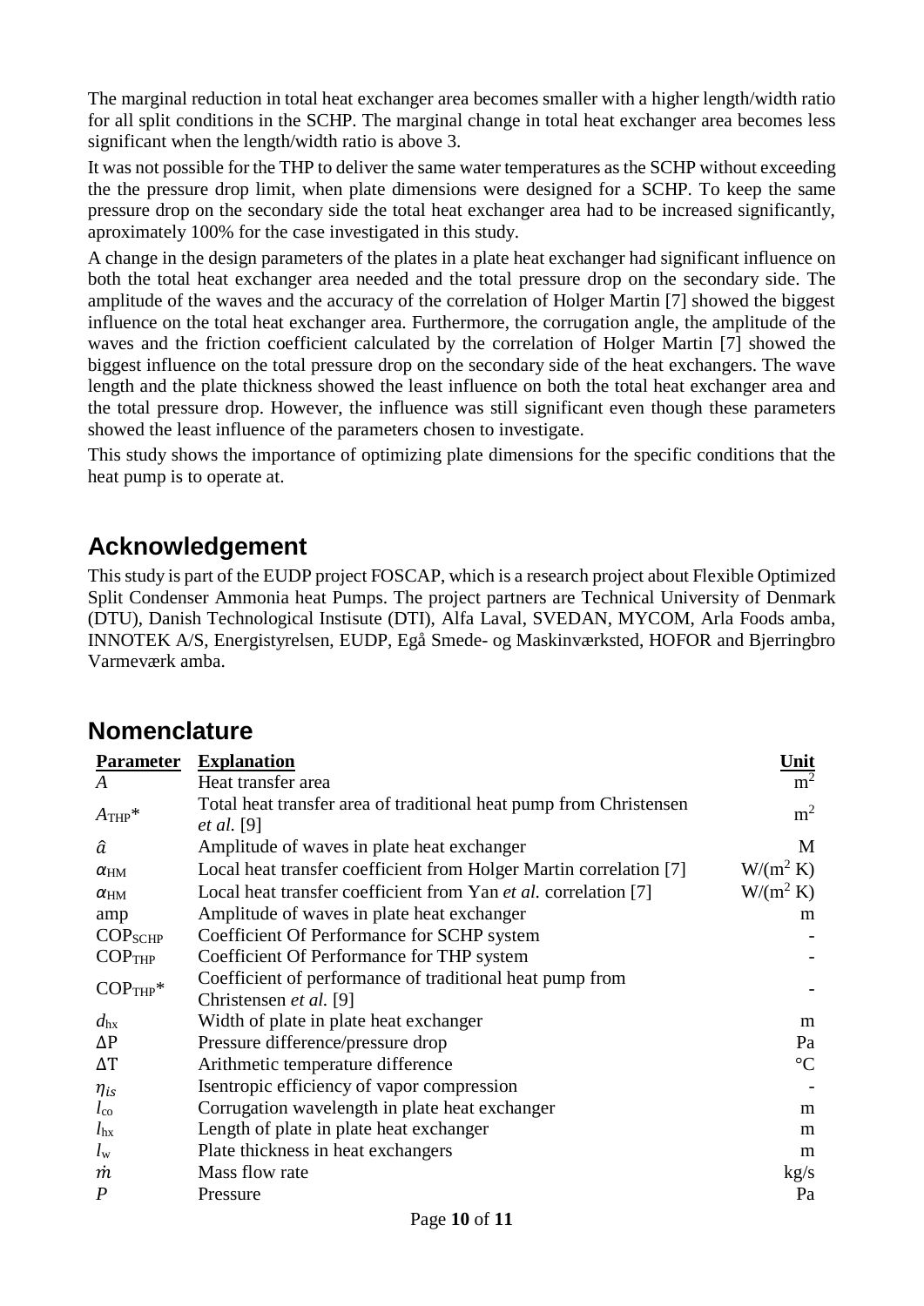The marginal reduction in total heat exchanger area becomes smaller with a higher length/width ratio for all split conditions in the SCHP. The marginal change in total heat exchanger area becomes less significant when the length/width ratio is above 3.

It was not possible for the THP to deliver the same water temperatures as the SCHP without exceeding the the pressure drop limit, when plate dimensions were designed for a SCHP. To keep the same pressure drop on the secondary side the total heat exchanger area had to be increased significantly, aproximately 100% for the case investigated in this study.

A change in the design parameters of the plates in a plate heat exchanger had significant influence on both the total heat exchanger area needed and the total pressure drop on the secondary side. The amplitude of the waves and the accuracy of the correlation of Holger Martin [7] showed the biggest influence on the total heat exchanger area. Furthermore, the corrugation angle, the amplitude of the waves and the friction coefficient calculated by the correlation of Holger Martin [7] showed the biggest influence on the total pressure drop on the secondary side of the heat exchangers. The wave length and the plate thickness showed the least influence on both the total heat exchanger area and the total pressure drop. However, the influence was still significant even though these parameters showed the least influence of the parameters chosen to investigate.

This study shows the importance of optimizing plate dimensions for the specific conditions that the heat pump is to operate at.

## Acknowledgement

This study is part of the EUDP project FOSCAP, which is a research project about Flexible Optimized Split Condenser Ammonia heat Pumps. The project partners are Technical University of Denmark (DTU), Danish Technological Instisute (DTI), Alfa Laval, SVEDAN, MYCOM, Arla Foods amba, INNOTEK A/S, Energistyrelsen, EUDP, Egå Smede- og Maskinværksted, HOFOR and Bjerringbro Varmeværk amba.

## Nomenclature

| Parameter | Explanation | Unit |
|---|---|---|
| $A$ | Heat transfer area | $m^2$ |
| $A_{THP}$* | Total heat transfer area of traditional heat pump from Christensen *et al.* [9] | $m^2$ |
| $\hat{a}$ | Amplitude of waves in plate heat exchanger | M |
| $\alpha_{HM}$ | Local heat transfer coefficient from Holger Martin correlation [7] | $W/(m^2\ K)$ |
| $\alpha_{HM}$ | Local heat transfer coefficient from Yan *et al.* correlation [7] | $W/(m^2\ K)$ |
| amp | Amplitude of waves in plate heat exchanger | m |
| $COP_{SCHP}$ | Coefficient Of Performance for SCHP system | - |
| $COP_{THP}$ | Coefficient Of Performance for THP system | - |
| $COP_{THP}$* | Coefficient of performance of traditional heat pump from Christensen *et al.* [9] | - |
| $d_{hx}$ | Width of plate in plate heat exchanger | m |
| $\Delta P$ | Pressure difference/pressure drop | Pa |
| $\Delta T$ | Arithmetic temperature difference | °C |
| $\eta_{is}$ | Isentropic efficiency of vapor compression | - |
| $l_{co}$ | Corrugation wavelength in plate heat exchanger | m |
| $l_{hx}$ | Length of plate in plate heat exchanger | m |
| $l_w$ | Plate thickness in heat exchangers | m |
| $\dot{m}$ | Mass flow rate | kg/s |
| $P$ | Pressure | Pa |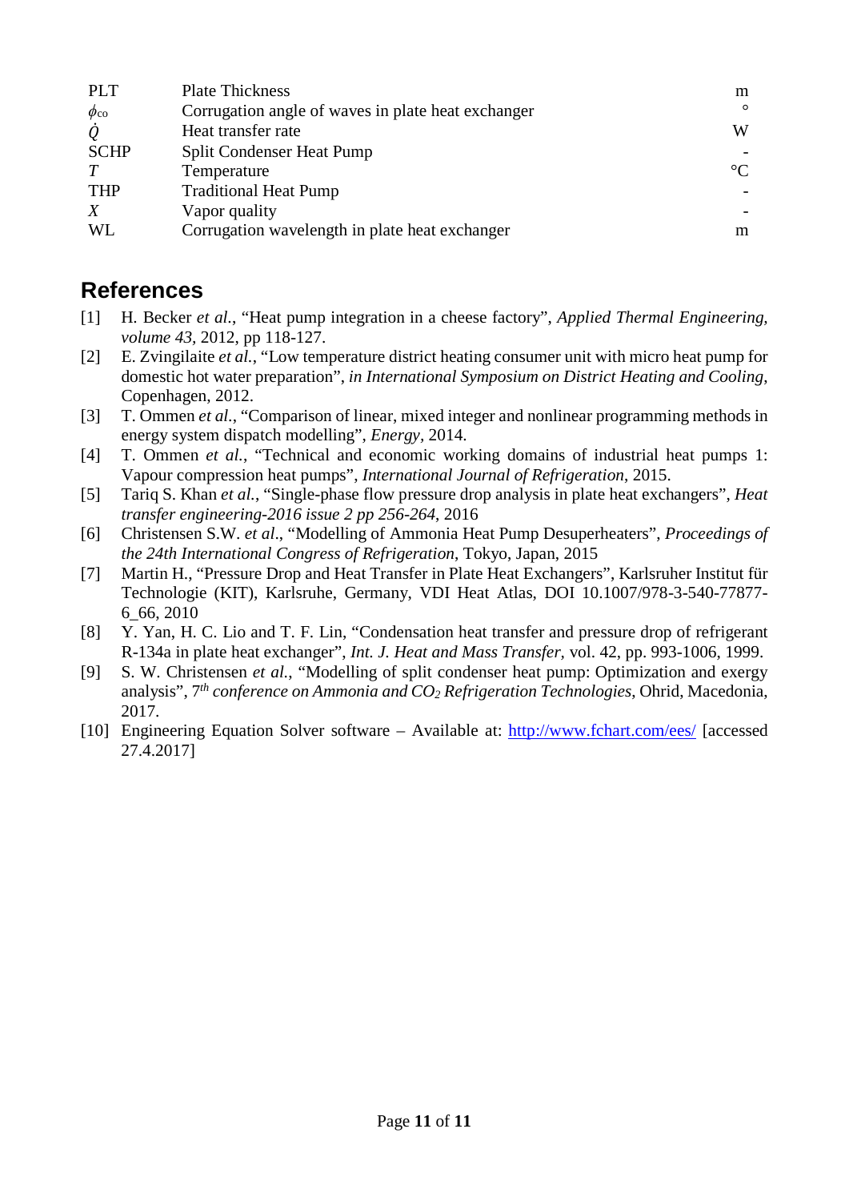| | | |
|---|---|---|
| PLT | Plate Thickness | m |
| $\phi_{co}$ | Corrugation angle of waves in plate heat exchanger | ° |
| $\dot{Q}$ | Heat transfer rate | W |
| SCHP | Split Condenser Heat Pump | - |
| $T$ | Temperature | °C |
| THP | Traditional Heat Pump | - |
| $X$ | Vapor quality | - |
| WL | Corrugation wavelength in plate heat exchanger | m |

## References

[1] H. Becker *et al.*, "Heat pump integration in a cheese factory", *Applied Thermal Engineering, volume 43*, 2012, pp 118-127.

[2] E. Zvingilaite *et al.*, "Low temperature district heating consumer unit with micro heat pump for domestic hot water preparation", *in International Symposium on District Heating and Cooling*, Copenhagen, 2012.

[3] T. Ommen *et al.*, "Comparison of linear, mixed integer and nonlinear programming methods in energy system dispatch modelling", *Energy*, 2014.

[4] T. Ommen *et al.*, "Technical and economic working domains of industrial heat pumps 1: Vapour compression heat pumps", *International Journal of Refrigeration*, 2015.

[5] Tariq S. Khan *et al.*, "Single-phase flow pressure drop analysis in plate heat exchangers", *Heat transfer engineering-2016 issue 2 pp 256-264*, 2016

[6] Christensen S.W. *et al*., "Modelling of Ammonia Heat Pump Desuperheaters", *Proceedings of the 24th International Congress of Refrigeration*, Tokyo, Japan, 2015

[7] Martin H., "Pressure Drop and Heat Transfer in Plate Heat Exchangers", Karlsruher Institut für Technologie (KIT), Karlsruhe, Germany, VDI Heat Atlas, DOI 10.1007/978-3-540-77877-6_66, 2010

[8] Y. Yan, H. C. Lio and T. F. Lin, "Condensation heat transfer and pressure drop of refrigerant R-134a in plate heat exchanger", *Int. J. Heat and Mass Transfer*, vol. 42, pp. 993-1006, 1999.

[9] S. W. Christensen *et al.*, "Modelling of split condenser heat pump: Optimization and exergy analysis", 7*th* *conference on Ammonia and $CO_2$ Refrigeration Technologies*, Ohrid, Macedonia, 2017.

[10] Engineering Equation Solver software – Available at: http://www.fchart.com/ees/ [accessed 27.4.2017]